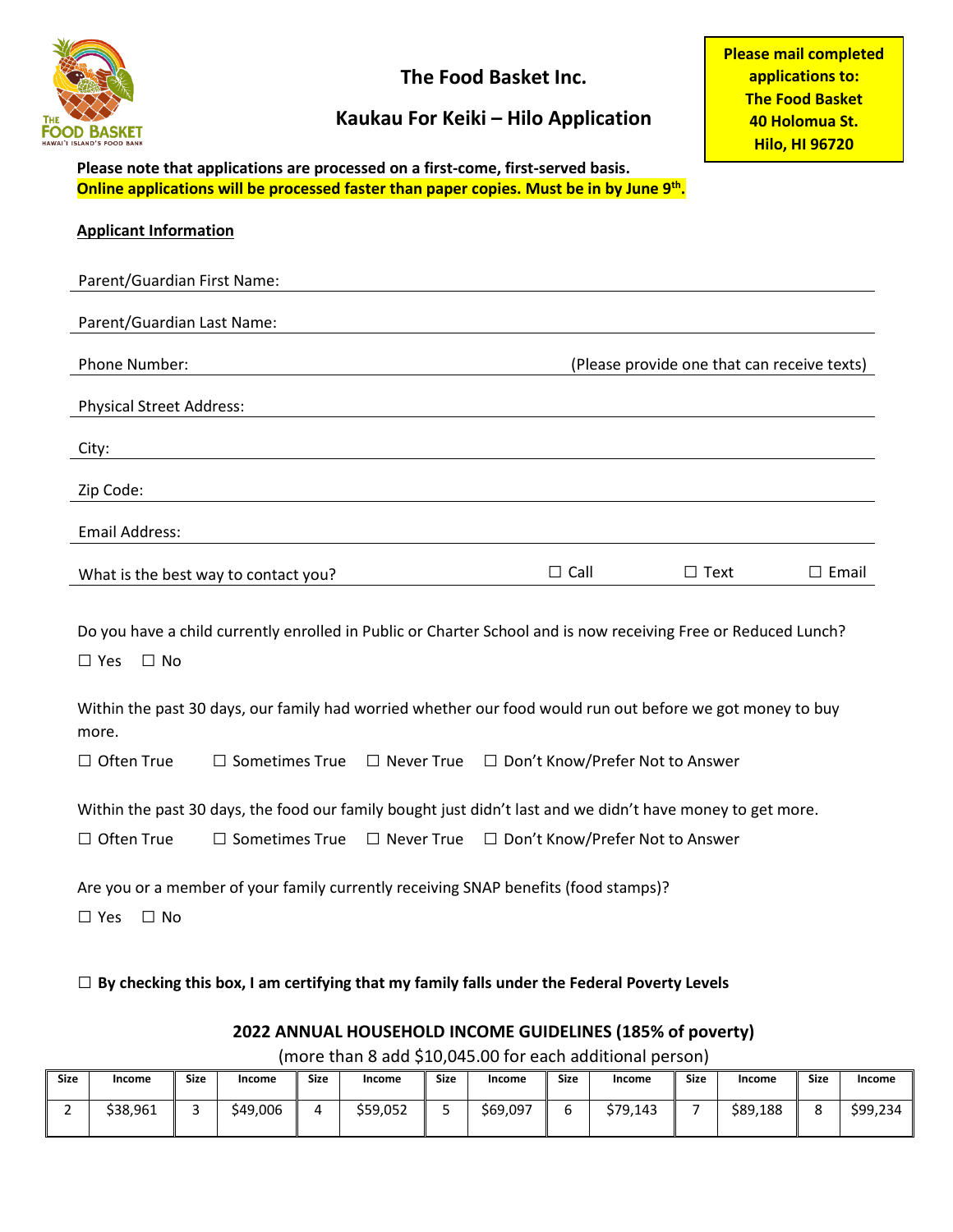# The Food Basket Inc.

## Kaukau For Keiki – Hilo Application

**Please mail completed applications to:**
**The Food Basket**
**40 Holomua St.**
**Hilo, HI 96720**

**Please note that applications are processed on a first-come, first-served basis.**
**Online applications will be processed faster than paper copies. Must be in by June 9th.**

**Applicant Information**

Parent/Guardian First Name: ______________________

Parent/Guardian Last Name: ______________________

Phone Number: ______________________ (Please provide one that can receive texts)

Physical Street Address: ______________________

City: ______________________

Zip Code: ______________________

Email Address: ______________________

What is the best way to contact you? ☐ Call ☐ Text ☐ Email

Do you have a child currently enrolled in Public or Charter School and is now receiving Free or Reduced Lunch?

☐ Yes ☐ No

Within the past 30 days, our family had worried whether our food would run out before we got money to buy more.

☐ Often True ☐ Sometimes True ☐ Never True ☐ Don't Know/Prefer Not to Answer

Within the past 30 days, the food our family bought just didn't last and we didn't have money to get more.

☐ Often True ☐ Sometimes True ☐ Never True ☐ Don't Know/Prefer Not to Answer

Are you or a member of your family currently receiving SNAP benefits (food stamps)?

☐ Yes ☐ No

☐ **By checking this box, I am certifying that my family falls under the Federal Poverty Levels**

### 2022 ANNUAL HOUSEHOLD INCOME GUIDELINES (185% of poverty)

(more than 8 add $10,045.00 for each additional person)

| Size | Income | Size | Income | Size | Income | Size | Income | Size | Income | Size | Income | Size | Income |
|---|---|---|---|---|---|---|---|---|---|---|---|---|---|
| 2 | $38,961 | 3 | $49,006 | 4 | $59,052 | 5 | $69,097 | 6 | $79,143 | 7 | $89,188 | 8 | $99,234 |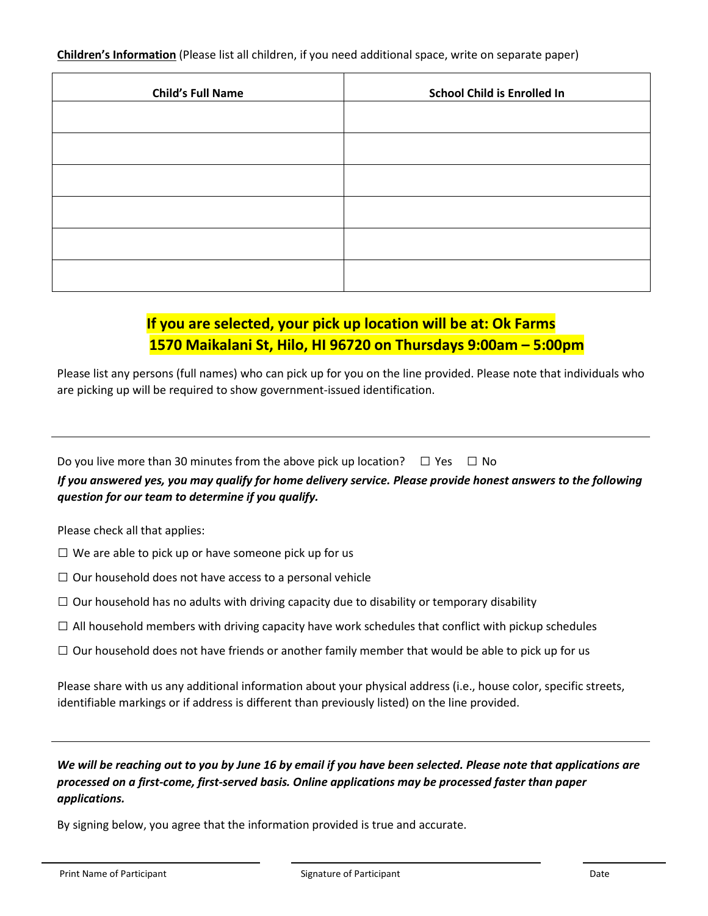**Children's Information** (Please list all children, if you need additional space, write on separate paper)

| Child's Full Name | School Child is Enrolled In |
|---|---|
| | |
| | |
| | |
| | |
| | |
| | |

**If you are selected, your pick up location will be at: Ok Farms**
**1570 Maikalani St, Hilo, HI 96720 on Thursdays 9:00am – 5:00pm**

Please list any persons (full names) who can pick up for you on the line provided. Please note that individuals who are picking up will be required to show government-issued identification.

\_\_\_\_\_\_\_\_\_\_\_\_\_\_\_\_\_\_\_\_\_\_\_\_\_\_\_\_\_\_\_\_\_\_\_\_\_\_\_\_\_\_\_\_\_\_\_\_\_\_\_\_\_\_\_\_\_\_\_\_\_\_\_\_\_\_\_\_\_\_\_\_\_\_\_\_\_\_

Do you live more than 30 minutes from the above pick up location? ☐ Yes ☐ No

***If you answered yes, you may qualify for home delivery service. Please provide honest answers to the following question for our team to determine if you qualify.***

Please check all that applies:

☐ We are able to pick up or have someone pick up for us

☐ Our household does not have access to a personal vehicle

☐ Our household has no adults with driving capacity due to disability or temporary disability

☐ All household members with driving capacity have work schedules that conflict with pickup schedules

☐ Our household does not have friends or another family member that would be able to pick up for us

Please share with us any additional information about your physical address (i.e., house color, specific streets, identifiable markings or if address is different than previously listed) on the line provided.

\_\_\_\_\_\_\_\_\_\_\_\_\_\_\_\_\_\_\_\_\_\_\_\_\_\_\_\_\_\_\_\_\_\_\_\_\_\_\_\_\_\_\_\_\_\_\_\_\_\_\_\_\_\_\_\_\_\_\_\_\_\_\_\_\_\_\_\_\_\_\_\_\_\_\_\_\_\_

***We will be reaching out to you by June 16 by email if you have been selected. Please note that applications are processed on a first-come, first-served basis. Online applications may be processed faster than paper applications.***

By signing below, you agree that the information provided is true and accurate.

\_\_\_\_\_\_\_\_\_\_\_\_\_\_\_\_\_\_\_\_\_\_\_\_\_ \_\_\_\_\_\_\_\_\_\_\_\_\_\_\_\_\_\_\_\_\_\_\_\_\_ \_\_\_\_\_\_\_\_\_\_

Print Name of Participant | Signature of Participant | Date